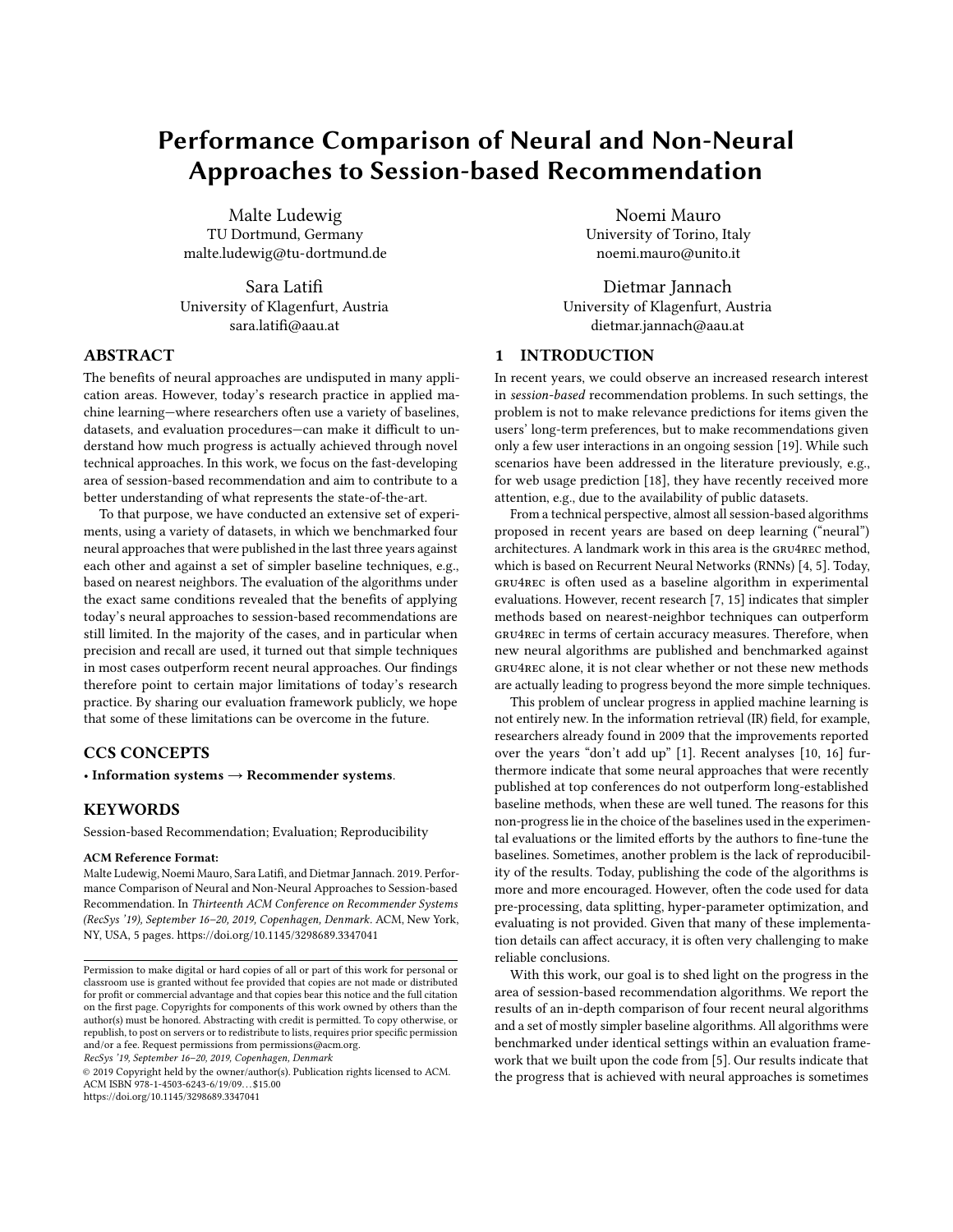# Performance Comparison of Neural and Non-Neural Approaches to Session-based Recommendation

Malte Ludewig
TU Dortmund, Germany
malte.ludewig@tu-dortmund.de

Noemi Mauro
University of Torino, Italy
noemi.mauro@unito.it

Sara Latifi
University of Klagenfurt, Austria
sara.latifi@aau.at

Dietmar Jannach
University of Klagenfurt, Austria
dietmar.jannach@aau.at

## ABSTRACT

The benefits of neural approaches are undisputed in many application areas. However, today's research practice in applied machine learning—where researchers often use a variety of baselines, datasets, and evaluation procedures—can make it difficult to understand how much progress is actually achieved through novel technical approaches. In this work, we focus on the fast-developing area of session-based recommendation and aim to contribute to a better understanding of what represents the state-of-the-art.

To that purpose, we have conducted an extensive set of experiments, using a variety of datasets, in which we benchmarked four neural approaches that were published in the last three years against each other and against a set of simpler baseline techniques, e.g., based on nearest neighbors. The evaluation of the algorithms under the exact same conditions revealed that the benefits of applying today's neural approaches to session-based recommendations are still limited. In the majority of the cases, and in particular when precision and recall are used, it turned out that simple techniques in most cases outperform recent neural approaches. Our findings therefore point to certain major limitations of today's research practice. By sharing our evaluation framework publicly, we hope that some of these limitations can be overcome in the future.

## CCS CONCEPTS

• **Information systems → Recommender systems**.

## KEYWORDS

Session-based Recommendation; Evaluation; Reproducibility

**ACM Reference Format:**
Malte Ludewig, Noemi Mauro, Sara Latifi, and Dietmar Jannach. 2019. Performance Comparison of Neural and Non-Neural Approaches to Session-based Recommendation. In *Thirteenth ACM Conference on Recommender Systems (RecSys '19), September 16–20, 2019, Copenhagen, Denmark.* ACM, New York, NY, USA, 5 pages. https://doi.org/10.1145/3298689.3347041

Permission to make digital or hard copies of all or part of this work for personal or classroom use is granted without fee provided that copies are not made or distributed for profit or commercial advantage and that copies bear this notice and the full citation on the first page. Copyrights for components of this work owned by others than the author(s) must be honored. Abstracting with credit is permitted. To copy otherwise, or republish, to post on servers or to redistribute to lists, requires prior specific permission and/or a fee. Request permissions from permissions@acm.org.
*RecSys '19, September 16–20, 2019, Copenhagen, Denmark*
© 2019 Copyright held by the owner/author(s). Publication rights licensed to ACM.
ACM ISBN 978-1-4503-6243-6/19/09…$15.00
https://doi.org/10.1145/3298689.3347041

## 1 INTRODUCTION

In recent years, we could observe an increased research interest in *session-based* recommendation problems. In such settings, the problem is not to make relevance predictions for items given the users' long-term preferences, but to make recommendations given only a few user interactions in an ongoing session [19]. While such scenarios have been addressed in the literature previously, e.g., for web usage prediction [18], they have recently received more attention, e.g., due to the availability of public datasets.

From a technical perspective, almost all session-based algorithms proposed in recent years are based on deep learning ("neural") architectures. A landmark work in this area is the GRU4REC method, which is based on Recurrent Neural Networks (RNNs) [4, 5]. Today, GRU4REC is often used as a baseline algorithm in experimental evaluations. However, recent research [7, 15] indicates that simpler methods based on nearest-neighbor techniques can outperform GRU4REC in terms of certain accuracy measures. Therefore, when new neural algorithms are published and benchmarked against GRU4REC alone, it is not clear whether or not these new methods are actually leading to progress beyond the more simple techniques.

This problem of unclear progress in applied machine learning is not entirely new. In the information retrieval (IR) field, for example, researchers already found in 2009 that the improvements reported over the years "don't add up" [1]. Recent analyses [10, 16] furthermore indicate that some neural approaches that were recently published at top conferences do not outperform long-established baseline methods, when these are well tuned. The reasons for this non-progress lie in the choice of the baselines used in the experimental evaluations or the limited efforts by the authors to fine-tune the baselines. Sometimes, another problem is the lack of reproducibility of the results. Today, publishing the code of the algorithms is more and more encouraged. However, often the code used for data pre-processing, data splitting, hyper-parameter optimization, and evaluating is not provided. Given that many of these implementation details can affect accuracy, it is often very challenging to make reliable conclusions.

With this work, our goal is to shed light on the progress in the area of session-based recommendation algorithms. We report the results of an in-depth comparison of four recent neural algorithms and a set of mostly simpler baseline algorithms. All algorithms were benchmarked under identical settings within an evaluation framework that we built upon the code from [5]. Our results indicate that the progress that is achieved with neural approaches is sometimes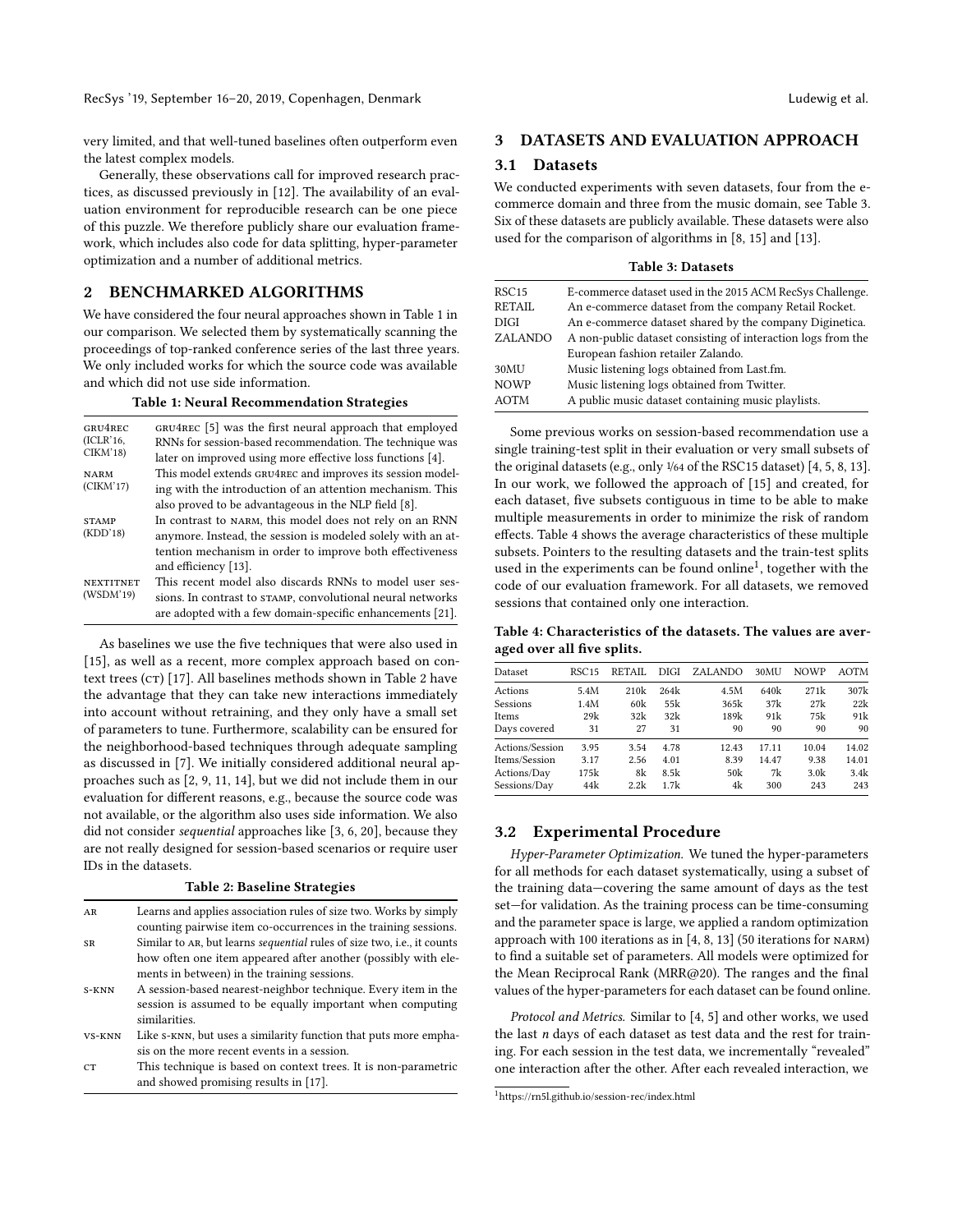very limited, and that well-tuned baselines often outperform even the latest complex models.

Generally, these observations call for improved research practices, as discussed previously in [12]. The availability of an evaluation environment for reproducible research can be one piece of this puzzle. We therefore publicly share our evaluation framework, which includes also code for data splitting, hyper-parameter optimization and a number of additional metrics.

## 2 BENCHMARKED ALGORITHMS

We have considered the four neural approaches shown in Table 1 in our comparison. We selected them by systematically scanning the proceedings of top-ranked conference series of the last three years. We only included works for which the source code was available and which did not use side information.

**Table 1: Neural Recommendation Strategies**

| | |
|---|---|
| GRU4REC (ICLR'16, CIKM'18) | GRU4REC [5] was the first neural approach that employed RNNs for session-based recommendation. The technique was later on improved using more effective loss functions [4]. |
| NARM (CIKM'17) | This model extends GRU4REC and improves its session modeling with the introduction of an attention mechanism. This also proved to be advantageous in the NLP field [8]. |
| STAMP (KDD'18) | In contrast to NARM, this model does not rely on an RNN anymore. Instead, the session is modeled solely with an attention mechanism in order to improve both effectiveness and efficiency [13]. |
| NEXTITNET (WSDM'19) | This recent model also discards RNNs to model user sessions. In contrast to STAMP, convolutional neural networks are adopted with a few domain-specific enhancements [21]. |

As baselines we use the five techniques that were also used in [15], as well as a recent, more complex approach based on context trees (CT) [17]. All baselines methods shown in Table 2 have the advantage that they can take new interactions immediately into account without retraining, and they only have a small set of parameters to tune. Furthermore, scalability can be ensured for the neighborhood-based techniques through adequate sampling as discussed in [7]. We initially considered additional neural approaches such as [2, 9, 11, 14], but we did not include them in our evaluation for different reasons, e.g., because the source code was not available, or the algorithm also uses side information. We also did not consider *sequential* approaches like [3, 6, 20], because they are not really designed for session-based scenarios or require user IDs in the datasets.

**Table 2: Baseline Strategies**

| | |
|---|---|
| AR | Learns and applies association rules of size two. Works by simply counting pairwise item co-occurrences in the training sessions. |
| SR | Similar to AR, but learns *sequential* rules of size two, i.e., it counts how often one item appeared after another (possibly with elements in between) in the training sessions. |
| S-KNN | A session-based nearest-neighbor technique. Every item in the session is assumed to be equally important when computing similarities. |
| VS-KNN | Like S-KNN, but uses a similarity function that puts more emphasis on the more recent events in a session. |
| CT | This technique is based on context trees. It is non-parametric and showed promising results in [17]. |

## 3 DATASETS AND EVALUATION APPROACH

### 3.1 Datasets

We conducted experiments with seven datasets, four from the e-commerce domain and three from the music domain, see Table 3. Six of these datasets are publicly available. These datasets were also used for the comparison of algorithms in [8, 15] and [13].

**Table 3: Datasets**

| | |
|---|---|
| RSC15 | E-commerce dataset used in the 2015 ACM RecSys Challenge. |
| RETAIL | An e-commerce dataset from the company Retail Rocket. |
| DIGI | An e-commerce dataset shared by the company Diginetica. |
| ZALANDO | A non-public dataset consisting of interaction logs from the European fashion retailer Zalando. |
| 30MU | Music listening logs obtained from Last.fm. |
| NOWP | Music listening logs obtained from Twitter. |
| AOTM | A public music dataset containing music playlists. |

Some previous works on session-based recommendation use a single training-test split in their evaluation or very small subsets of the original datasets (e.g., only 1/64 of the RSC15 dataset) [4, 5, 8, 13]. In our work, we followed the approach of [15] and created, for each dataset, five subsets contiguous in time to be able to make multiple measurements in order to minimize the risk of random effects. Table 4 shows the average characteristics of these multiple subsets. Pointers to the resulting datasets and the train-test splits used in the experiments can be found online[1], together with the code of our evaluation framework. For all datasets, we removed sessions that contained only one interaction.

**Table 4: Characteristics of the datasets. The values are averaged over all five splits.**

| Dataset | RSC15 | RETAIL | DIGI | ZALANDO | 30MU | NOWP | AOTM |
|---|---|---|---|---|---|---|---|
| Actions | 5.4M | 210k | 264k | 4.5M | 640k | 271k | 307k |
| Sessions | 1.4M | 60k | 55k | 365k | 37k | 27k | 22k |
| Items | 29k | 32k | 32k | 189k | 91k | 75k | 91k |
| Days covered | 31 | 27 | 31 | 90 | 90 | 90 | 90 |
| Actions/Session | 3.95 | 3.54 | 4.78 | 12.43 | 17.11 | 10.04 | 14.02 |
| Items/Session | 3.17 | 2.56 | 4.01 | 8.39 | 14.47 | 9.38 | 14.01 |
| Actions/Day | 175k | 8k | 8.5k | 50k | 7k | 3.0k | 3.4k |
| Sessions/Day | 44k | 2.2k | 1.7k | 4k | 300 | 243 | 243 |

### 3.2 Experimental Procedure

*Hyper-Parameter Optimization.* We tuned the hyper-parameters for all methods for each dataset systematically, using a subset of the training data—covering the same amount of days as the test set—for validation. As the training process can be time-consuming and the parameter space is large, we applied a random optimization approach with 100 iterations as in [4, 8, 13] (50 iterations for NARM) to find a suitable set of parameters. All models were optimized for the Mean Reciprocal Rank (MRR@20). The ranges and the final values of the hyper-parameters for each dataset can be found online.

*Protocol and Metrics.* Similar to [4, 5] and other works, we used the last $n$ days of each dataset as test data and the rest for training. For each session in the test data, we incrementally "revealed" one interaction after the other. After each revealed interaction, we

[1] https://rn5l.github.io/session-rec/index.html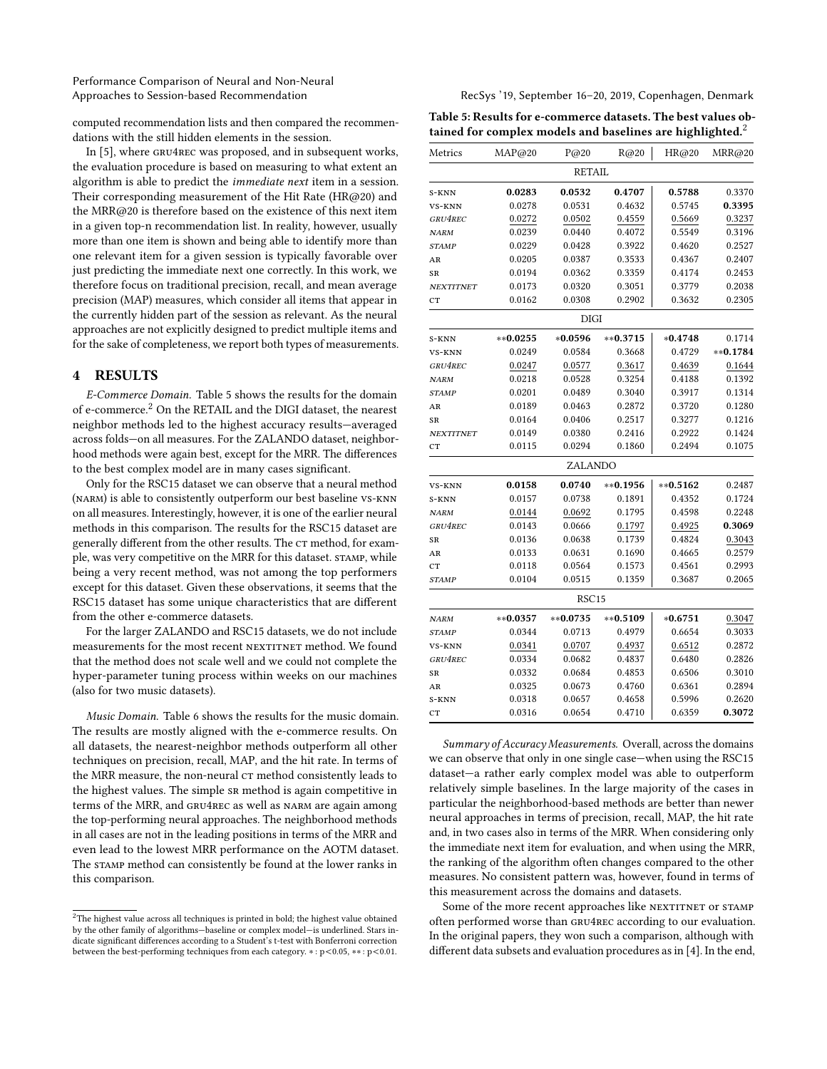computed recommendation lists and then compared the recommendations with the still hidden elements in the session.

In [5], where GRU4REC was proposed, and in subsequent works, the evaluation procedure is based on measuring to what extent an algorithm is able to predict the *immediate next* item in a session. Their corresponding measurement of the Hit Rate (HR@20) and the MRR@20 is therefore based on the existence of this next item in a given top-n recommendation list. In reality, however, usually more than one item is shown and being able to identify more than one relevant item for a given session is typically favorable over just predicting the immediate next one correctly. In this work, we therefore focus on traditional precision, recall, and mean average precision (MAP) measures, which consider all items that appear in the currently hidden part of the session as relevant. As the neural approaches are not explicitly designed to predict multiple items and for the sake of completeness, we report both types of measurements.

## 4 RESULTS

*E-Commerce Domain.* Table 5 shows the results for the domain of e-commerce.[2] On the RETAIL and the DIGI dataset, the nearest neighbor methods led to the highest accuracy results—averaged across folds—on all measures. For the ZALANDO dataset, neighborhood methods were again best, except for the MRR. The differences to the best complex model are in many cases significant.

Only for the RSC15 dataset we can observe that a neural method (NARM) is able to consistently outperform our best baseline VS-KNN on all measures. Interestingly, however, it is one of the earlier neural methods in this comparison. The results for the RSC15 dataset are generally different from the other results. The CT method, for example, was very competitive on the MRR for this dataset. STAMP, while being a very recent method, was not among the top performers except for this dataset. Given these observations, it seems that the RSC15 dataset has some unique characteristics that are different from the other e-commerce datasets.

For the larger ZALANDO and RSC15 datasets, we do not include measurements for the most recent NEXTITNET method. We found that the method does not scale well and we could not complete the hyper-parameter tuning process within weeks on our machines (also for two music datasets).

*Music Domain.* Table 6 shows the results for the music domain. The results are mostly aligned with the e-commerce results. On all datasets, the nearest-neighbor methods outperform all other techniques on precision, recall, MAP, and the hit rate. In terms of the MRR measure, the non-neural CT method consistently leads to the highest values. The simple SR method is again competitive in terms of the MRR, and GRU4REC as well as NARM are again among the top-performing neural approaches. The neighborhood methods in all cases are not in the leading positions in terms of the MRR and even lead to the lowest MRR performance on the AOTM dataset. The STAMP method can consistently be found at the lower ranks in this comparison.

**Table 5: Results for e-commerce datasets. The best values obtained for complex models and baselines are highlighted.**[2]

| Metrics | MAP@20 | P@20 | R@20 | HR@20 | MRR@20 |
|---|---|---|---|---|---|
| | | RETAIL | | | |
| S-KNN | **0.0283** | **0.0532** | **0.4707** | **0.5788** | 0.3370 |
| VS-KNN | 0.0278 | 0.0531 | 0.4632 | 0.5745 | **0.3395** |
| *GRU4REC* | 0.0272 | 0.0502 | 0.4559 | 0.5669 | 0.3237 |
| *NARM* | 0.0239 | 0.0440 | 0.4072 | 0.5549 | 0.3196 |
| *STAMP* | 0.0229 | 0.0428 | 0.3922 | 0.4620 | 0.2527 |
| AR | 0.0205 | 0.0387 | 0.3533 | 0.4367 | 0.2407 |
| SR | 0.0194 | 0.0362 | 0.3359 | 0.4174 | 0.2453 |
| *NEXTITNET* | 0.0173 | 0.0320 | 0.3051 | 0.3779 | 0.2038 |
| CT | 0.0162 | 0.0308 | 0.2902 | 0.3632 | 0.2305 |
| | | DIGI | | | |
| S-KNN | **0.0255 | *0.0596 | **0.3715 | *0.4748 | 0.1714 |
| VS-KNN | 0.0249 | 0.0584 | 0.3668 | 0.4729 | **0.1784 |
| *GRU4REC* | 0.0247 | 0.0577 | 0.3617 | 0.4639 | 0.1644 |
| *NARM* | 0.0218 | 0.0528 | 0.3254 | 0.4188 | 0.1392 |
| *STAMP* | 0.0201 | 0.0489 | 0.3040 | 0.3917 | 0.1314 |
| AR | 0.0189 | 0.0463 | 0.2872 | 0.3720 | 0.1280 |
| SR | 0.0164 | 0.0406 | 0.2517 | 0.3277 | 0.1216 |
| *NEXTITNET* | 0.0149 | 0.0380 | 0.2416 | 0.2922 | 0.1424 |
| CT | 0.0115 | 0.0294 | 0.1860 | 0.2494 | 0.1075 |
| | | ZALANDO | | | |
| VS-KNN | **0.0158** | **0.0740** | **0.1956 | **0.5162 | 0.2487 |
| S-KNN | 0.0157 | 0.0738 | 0.1891 | 0.4352 | 0.1724 |
| *NARM* | 0.0144 | 0.0692 | 0.1795 | 0.4598 | 0.2248 |
| *GRU4REC* | 0.0143 | 0.0666 | 0.1797 | 0.4925 | **0.3069** |
| SR | 0.0136 | 0.0638 | 0.1739 | 0.4824 | 0.3043 |
| AR | 0.0133 | 0.0631 | 0.1690 | 0.4665 | 0.2579 |
| CT | 0.0118 | 0.0564 | 0.1573 | 0.4561 | 0.2993 |
| *STAMP* | 0.0104 | 0.0515 | 0.1359 | 0.3687 | 0.2065 |
| | | RSC15 | | | |
| *NARM* | **0.0357 | **0.0735 | **0.5109 | *0.6751 | 0.3047 |
| *STAMP* | 0.0344 | 0.0713 | 0.4979 | 0.6654 | 0.3033 |
| VS-KNN | 0.0341 | 0.0707 | 0.4937 | 0.6512 | 0.2872 |
| *GRU4REC* | 0.0334 | 0.0682 | 0.4837 | 0.6480 | 0.2826 |
| SR | 0.0332 | 0.0684 | 0.4853 | 0.6506 | 0.3010 |
| AR | 0.0325 | 0.0673 | 0.4760 | 0.6361 | 0.2894 |
| S-KNN | 0.0318 | 0.0657 | 0.4658 | 0.5996 | 0.2620 |
| CT | 0.0316 | 0.0654 | 0.4710 | 0.6359 | **0.3072** |

*Summary of Accuracy Measurements.* Overall, across the domains we can observe that only in one single case—when using the RSC15 dataset—a rather early complex model was able to outperform relatively simple baselines. In the large majority of the cases in particular the neighborhood-based methods are better than newer neural approaches in terms of precision, recall, MAP, the hit rate and, in two cases also in terms of the MRR. When considering only the immediate next item for evaluation, and when using the MRR, the ranking of the algorithm often changes compared to the other measures. No consistent pattern was, however, found in terms of this measurement across the domains and datasets.

Some of the more recent approaches like NEXTITNET or STAMP often performed worse than GRU4REC according to our evaluation. In the original papers, they won such a comparison, although with different data subsets and evaluation procedures as in [4]. In the end,

[2] The highest value across all techniques is printed in bold; the highest value obtained by the other family of algorithms—baseline or complex model—is underlined. Stars indicate significant differences according to a Student's t-test with Bonferroni correction between the best-performing techniques from each category. * : $p<0.05$, ** : $p<0.01$.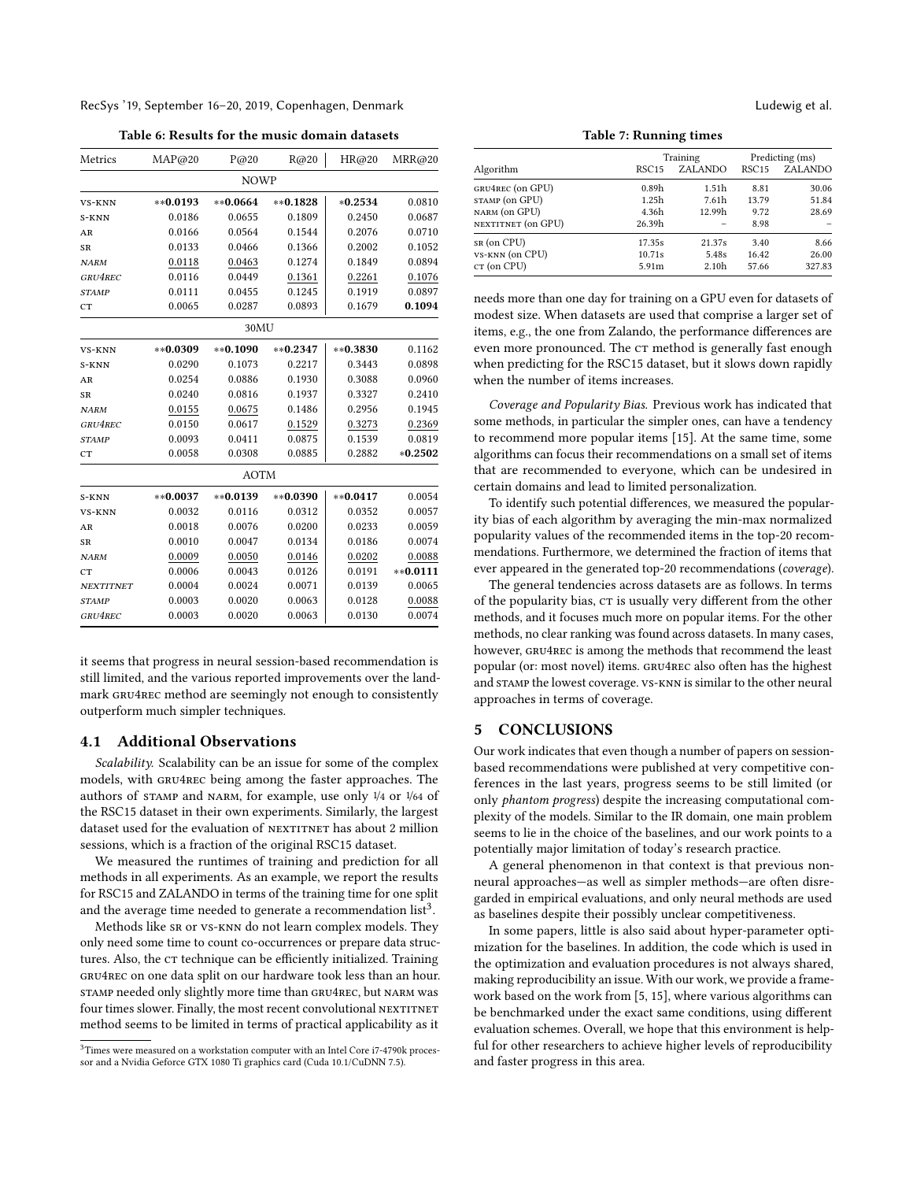**Table 6: Results for the music domain datasets**

| Metrics | MAP@20 | P@20 | R@20 | HR@20 | MRR@20 |
|---|---|---|---|---|---|
| | | NOWP | | | |
| VS-KNN | **0.0193** | **0.0664** | **0.1828** | *0.2534** | 0.0810 |
| S-KNN | 0.0186 | 0.0655 | 0.1809 | 0.2450 | 0.0687 |
| AR | 0.0166 | 0.0564 | 0.1544 | 0.2076 | 0.0710 |
| SR | 0.0133 | 0.0466 | 0.1366 | 0.2002 | 0.1052 |
| *NARM* | 0.0118 | 0.0463 | 0.1274 | 0.1849 | 0.0894 |
| *GRU4REC* | 0.0116 | 0.0449 | 0.1361 | 0.2261 | 0.1076 |
| *STAMP* | 0.0111 | 0.0455 | 0.1245 | 0.1919 | 0.0897 |
| CT | 0.0065 | 0.0287 | 0.0893 | 0.1679 | **0.1094** |
| | | 30MU | | | |
| VS-KNN | **0.0309** | **0.1090** | **0.2347** | **0.3830** | 0.1162 |
| S-KNN | 0.0290 | 0.1073 | 0.2217 | 0.3443 | 0.0898 |
| AR | 0.0254 | 0.0886 | 0.1930 | 0.3088 | 0.0960 |
| SR | 0.0240 | 0.0816 | 0.1937 | 0.3327 | 0.2410 |
| *NARM* | 0.0155 | 0.0675 | 0.1486 | 0.2956 | 0.1945 |
| *GRU4REC* | 0.0150 | 0.0617 | 0.1529 | 0.3273 | 0.2369 |
| *STAMP* | 0.0093 | 0.0411 | 0.0875 | 0.1539 | 0.0819 |
| CT | 0.0058 | 0.0308 | 0.0885 | 0.2882 | *0.2502** |
| | | AOTM | | | |
| S-KNN | **0.0037** | **0.0139** | **0.0390** | **0.0417** | 0.0054 |
| VS-KNN | 0.0032 | 0.0116 | 0.0312 | 0.0352 | 0.0057 |
| AR | 0.0018 | 0.0076 | 0.0200 | 0.0233 | 0.0059 |
| SR | 0.0010 | 0.0047 | 0.0134 | 0.0186 | 0.0074 |
| *NARM* | 0.0009 | 0.0050 | 0.0146 | 0.0202 | 0.0088 |
| CT | 0.0006 | 0.0043 | 0.0126 | 0.0191 | **0.0111** |
| *NEXTITNET* | 0.0004 | 0.0024 | 0.0071 | 0.0139 | 0.0065 |
| *STAMP* | 0.0003 | 0.0020 | 0.0063 | 0.0128 | 0.0088 |
| *GRU4REC* | 0.0003 | 0.0020 | 0.0063 | 0.0130 | 0.0074 |

it seems that progress in neural session-based recommendation is still limited, and the various reported improvements over the landmark GRU4REC method are seemingly not enough to consistently outperform much simpler techniques.

## 4.1 Additional Observations

*Scalability.* Scalability can be an issue for some of the complex models, with GRU4REC being among the faster approaches. The authors of STAMP and NARM, for example, use only 1/4 or 1/64 of the RSC15 dataset in their own experiments. Similarly, the largest dataset used for the evaluation of NEXTITNET has about 2 million sessions, which is a fraction of the original RSC15 dataset.

We measured the runtimes of training and prediction for all methods in all experiments. As an example, we report the results for RSC15 and ZALANDO in terms of the training time for one split and the average time needed to generate a recommendation list[3].

Methods like SR or VS-KNN do not learn complex models. They only need some time to count co-occurrences or prepare data structures. Also, the CT technique can be efficiently initialized. Training GRU4REC on one data split on our hardware took less than an hour. STAMP needed only slightly more time than GRU4REC, but NARM was four times slower. Finally, the most recent convolutional NEXTITNET method seems to be limited in terms of practical applicability as it

[3]Times were measured on a workstation computer with an Intel Core i7-4790k processor and a Nvidia Geforce GTX 1080 Ti graphics card (Cuda 10.1/CuDNN 7.5).

**Table 7: Running times**

| Algorithm | Training | | Predicting (ms) | |
|---|---|---|---|---|
| | RSC15 | ZALANDO | RSC15 | ZALANDO |
| GRU4REC (on GPU) | 0.89h | 1.51h | 8.81 | 30.06 |
| STAMP (on GPU) | 1.25h | 7.61h | 13.79 | 51.84 |
| NARM (on GPU) | 4.36h | 12.99h | 9.72 | 28.69 |
| NEXTITNET (on GPU) | 26.39h | – | 8.98 | – |
| SR (on CPU) | 17.35s | 21.37s | 3.40 | 8.66 |
| VS-KNN (on CPU) | 10.71s | 5.48s | 16.42 | 26.00 |
| CT (on CPU) | 5.91m | 2.10h | 57.66 | 327.83 |

needs more than one day for training on a GPU even for datasets of modest size. When datasets are used that comprise a larger set of items, e.g., the one from Zalando, the performance differences are even more pronounced. The CT method is generally fast enough when predicting for the RSC15 dataset, but it slows down rapidly when the number of items increases.

*Coverage and Popularity Bias.* Previous work has indicated that some methods, in particular the simpler ones, can have a tendency to recommend more popular items [15]. At the same time, some algorithms can focus their recommendations on a small set of items that are recommended to everyone, which can be undesired in certain domains and lead to limited personalization.

To identify such potential differences, we measured the popularity bias of each algorithm by averaging the min-max normalized popularity values of the recommended items in the top-20 recommendations. Furthermore, we determined the fraction of items that ever appeared in the generated top-20 recommendations (*coverage*).

The general tendencies across datasets are as follows. In terms of the popularity bias, CT is usually very different from the other methods, and it focuses much more on popular items. For the other methods, no clear ranking was found across datasets. In many cases, however, GRU4REC is among the methods that recommend the least popular (or: most novel) items. GRU4REC also often has the highest and STAMP the lowest coverage. VS-KNN is similar to the other neural approaches in terms of coverage.

## 5 CONCLUSIONS

Our work indicates that even though a number of papers on session-based recommendations were published at very competitive conferences in the last years, progress seems to be still limited (or only *phantom progress*) despite the increasing computational complexity of the models. Similar to the IR domain, one main problem seems to lie in the choice of the baselines, and our work points to a potentially major limitation of today's research practice.

A general phenomenon in that context is that previous non-neural approaches—as well as simpler methods—are often disregarded in empirical evaluations, and only neural methods are used as baselines despite their possibly unclear competitiveness.

In some papers, little is also said about hyper-parameter optimization for the baselines. In addition, the code which is used in the optimization and evaluation procedures is not always shared, making reproducibility an issue. With our work, we provide a framework based on the work from [5, 15], where various algorithms can be benchmarked under the exact same conditions, using different evaluation schemes. Overall, we hope that this environment is helpful for other researchers to achieve higher levels of reproducibility and faster progress in this area.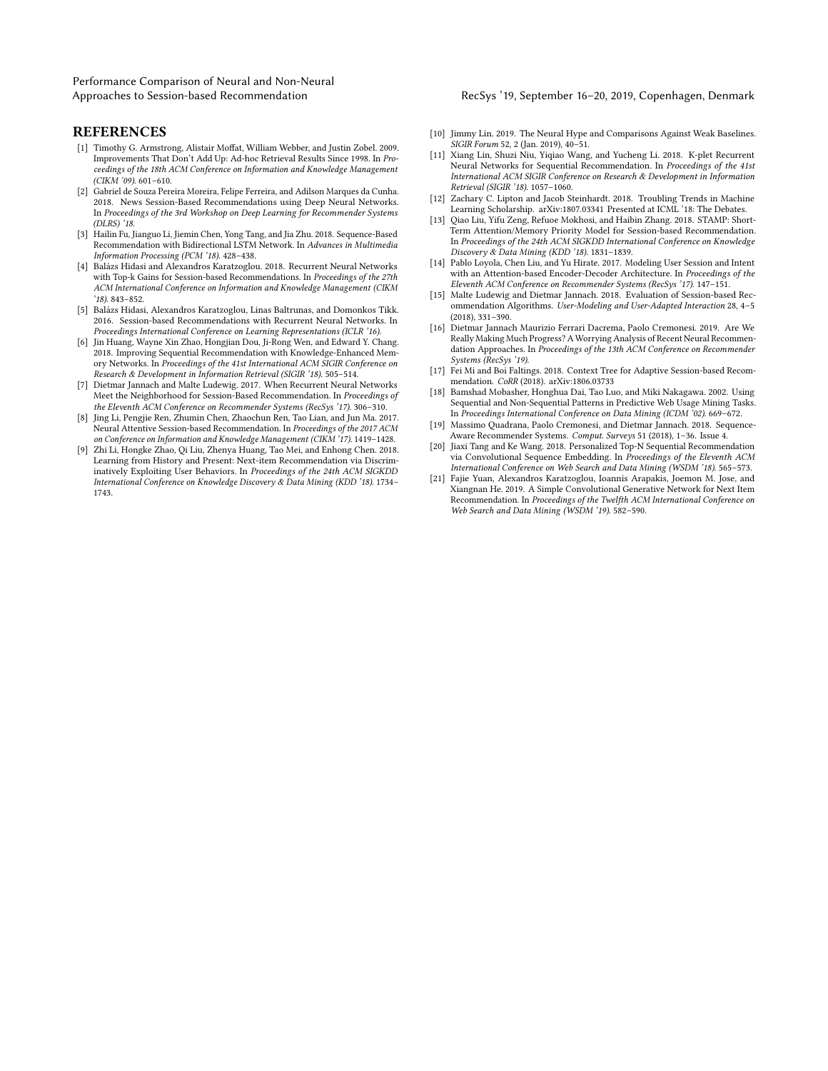# REFERENCES

[1] Timothy G. Armstrong, Alistair Moffat, William Webber, and Justin Zobel. 2009. Improvements That Don't Add Up: Ad-hoc Retrieval Results Since 1998. In *Proceedings of the 18th ACM Conference on Information and Knowledge Management (CIKM '09)*. 601–610.

[2] Gabriel de Souza Pereira Moreira, Felipe Ferreira, and Adilson Marques da Cunha. 2018. News Session-Based Recommendations using Deep Neural Networks. In *Proceedings of the 3rd Workshop on Deep Learning for Recommender Systems (DLRS) '18*.

[3] Hailin Fu, Jianguo Li, Jiemin Chen, Yong Tang, and Jia Zhu. 2018. Sequence-Based Recommendation with Bidirectional LSTM Network. In *Advances in Multimedia Information Processing (PCM '18)*. 428–438.

[4] Balázs Hidasi and Alexandros Karatzoglou. 2018. Recurrent Neural Networks with Top-k Gains for Session-based Recommendations. In *Proceedings of the 27th ACM International Conference on Information and Knowledge Management (CIKM '18)*. 843–852.

[5] Balázs Hidasi, Alexandros Karatzoglou, Linas Baltrunas, and Domonkos Tikk. 2016. Session-based Recommendations with Recurrent Neural Networks. In *Proceedings International Conference on Learning Representations (ICLR '16)*.

[6] Jin Huang, Wayne Xin Zhao, Hongjian Dou, Ji-Rong Wen, and Edward Y. Chang. 2018. Improving Sequential Recommendation with Knowledge-Enhanced Memory Networks. In *Proceedings of the 41st International ACM SIGIR Conference on Research & Development in Information Retrieval (SIGIR '18)*. 505–514.

[7] Dietmar Jannach and Malte Ludewig. 2017. When Recurrent Neural Networks Meet the Neighborhood for Session-Based Recommendation. In *Proceedings of the Eleventh ACM Conference on Recommender Systems (RecSys '17)*. 306–310.

[8] Jing Li, Pengjie Ren, Zhumin Chen, Zhaochun Ren, Tao Lian, and Jun Ma. 2017. Neural Attentive Session-based Recommendation. In *Proceedings of the 2017 ACM on Conference on Information and Knowledge Management (CIKM '17)*. 1419–1428.

[9] Zhi Li, Hongke Zhao, Qi Liu, Zhenya Huang, Tao Mei, and Enhong Chen. 2018. Learning from History and Present: Next-item Recommendation via Discriminatively Exploiting User Behaviors. In *Proceedings of the 24th ACM SIGKDD International Conference on Knowledge Discovery & Data Mining (KDD '18)*. 1734–1743.

[10] Jimmy Lin. 2019. The Neural Hype and Comparisons Against Weak Baselines. *SIGIR Forum* 52, 2 (Jan. 2019), 40–51.

[11] Xiang Lin, Shuzi Niu, Yiqiao Wang, and Yucheng Li. 2018. K-plet Recurrent Neural Networks for Sequential Recommendation. In *Proceedings of the 41st International ACM SIGIR Conference on Research & Development in Information Retrieval (SIGIR '18)*. 1057–1060.

[12] Zachary C. Lipton and Jacob Steinhardt. 2018. Troubling Trends in Machine Learning Scholarship. arXiv:1807.03341 Presented at ICML '18: The Debates.

[13] Qiao Liu, Yifu Zeng, Refuoe Mokhosi, and Haibin Zhang. 2018. STAMP: Short-Term Attention/Memory Priority Model for Session-based Recommendation. In *Proceedings of the 24th ACM SIGKDD International Conference on Knowledge Discovery & Data Mining (KDD '18)*. 1831–1839.

[14] Pablo Loyola, Chen Liu, and Yu Hirate. 2017. Modeling User Session and Intent with an Attention-based Encoder-Decoder Architecture. In *Proceedings of the Eleventh ACM Conference on Recommender Systems (RecSys '17)*. 147–151.

[15] Malte Ludewig and Dietmar Jannach. 2018. Evaluation of Session-based Recommendation Algorithms. *User-Modeling and User-Adapted Interaction* 28, 4–5 (2018), 331–390.

[16] Dietmar Jannach Maurizio Ferrari Dacrema, Paolo Cremonesi. 2019. Are We Really Making Much Progress? A Worrying Analysis of Recent Neural Recommendation Approaches. In *Proceedings of the 13th ACM Conference on Recommender Systems (RecSys '19)*.

[17] Fei Mi and Boi Faltings. 2018. Context Tree for Adaptive Session-based Recommendation. *CoRR* (2018). arXiv:1806.03733

[18] Bamshad Mobasher, Honghua Dai, Tao Luo, and Miki Nakagawa. 2002. Using Sequential and Non-Sequential Patterns in Predictive Web Usage Mining Tasks. In *Proceedings International Conference on Data Mining (ICDM '02)*. 669–672.

[19] Massimo Quadrana, Paolo Cremonesi, and Dietmar Jannach. 2018. Sequence-Aware Recommender Systems. *Comput. Surveys* 51 (2018), 1–36. Issue 4.

[20] Jiaxi Tang and Ke Wang. 2018. Personalized Top-N Sequential Recommendation via Convolutional Sequence Embedding. In *Proceedings of the Eleventh ACM International Conference on Web Search and Data Mining (WSDM '18)*. 565–573.

[21] Fajie Yuan, Alexandros Karatzoglou, Ioannis Arapakis, Joemon M. Jose, and Xiangnan He. 2019. A Simple Convolutional Generative Network for Next Item Recommendation. In *Proceedings of the Twelfth ACM International Conference on Web Search and Data Mining (WSDM '19)*. 582–590.